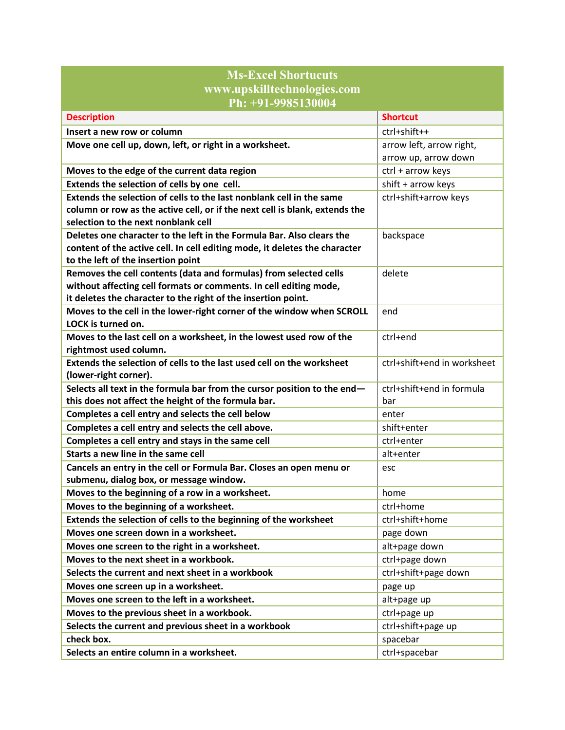# Ms-Excel Shortcuts
# www.upskilltechnologies.com
# Ph: +91-9985130004

| Description | Shortcut |
|---|---|
| **Insert a new row or column** | ctrl+shift++ |
| **Move one cell up, down, left, or right in a worksheet.** | arrow left, arrow right, arrow up, arrow down |
| **Moves to the edge of the current data region** | ctrl + arrow keys |
| **Extends the selection of cells by one cell.** | shift + arrow keys |
| **Extends the selection of cells to the last nonblank cell in the same column or row as the active cell, or if the next cell is blank, extends the selection to the next nonblank cell** | ctrl+shift+arrow keys |
| **Deletes one character to the left in the Formula Bar. Also clears the content of the active cell. In cell editing mode, it deletes the character to the left of the insertion point** | backspace |
| **Removes the cell contents (data and formulas) from selected cells without affecting cell formats or comments. In cell editing mode, it deletes the character to the right of the insertion point.** | delete |
| **Moves to the cell in the lower-right corner of the window when SCROLL LOCK is turned on.** | end |
| **Moves to the last cell on a worksheet, in the lowest used row of the rightmost used column.** | ctrl+end |
| **Extends the selection of cells to the last used cell on the worksheet (lower-right corner).** | ctrl+shift+end in worksheet |
| **Selects all text in the formula bar from the cursor position to the end—this does not affect the height of the formula bar.** | ctrl+shift+end in formula bar |
| **Completes a cell entry and selects the cell below** | enter |
| **Completes a cell entry and selects the cell above.** | shift+enter |
| **Completes a cell entry and stays in the same cell** | ctrl+enter |
| **Starts a new line in the same cell** | alt+enter |
| **Cancels an entry in the cell or Formula Bar. Closes an open menu or submenu, dialog box, or message window.** | esc |
| **Moves to the beginning of a row in a worksheet.** | home |
| **Moves to the beginning of a worksheet.** | ctrl+home |
| **Extends the selection of cells to the beginning of the worksheet** | ctrl+shift+home |
| **Moves one screen down in a worksheet.** | page down |
| **Moves one screen to the right in a worksheet.** | alt+page down |
| **Moves to the next sheet in a workbook.** | ctrl+page down |
| **Selects the current and next sheet in a workbook** | ctrl+shift+page down |
| **Moves one screen up in a worksheet.** | page up |
| **Moves one screen to the left in a worksheet.** | alt+page up |
| **Moves to the previous sheet in a workbook.** | ctrl+page up |
| **Selects the current and previous sheet in a workbook** | ctrl+shift+page up |
| **check box.** | spacebar |
| **Selects an entire column in a worksheet.** | ctrl+spacebar |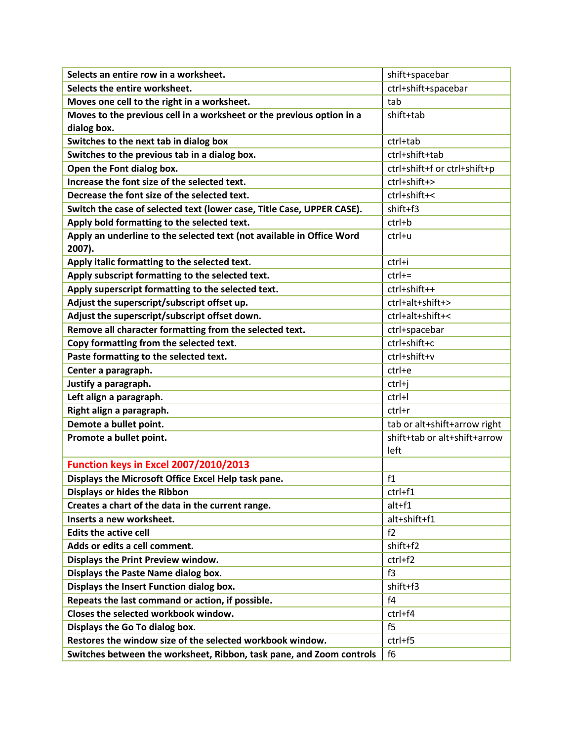| | |
|---|---|
| **Selects an entire row in a worksheet.** | shift+spacebar |
| **Selects the entire worksheet.** | ctrl+shift+spacebar |
| **Moves one cell to the right in a worksheet.** | tab |
| **Moves to the previous cell in a worksheet or the previous option in a dialog box.** | shift+tab |
| **Switches to the next tab in dialog box** | ctrl+tab |
| **Switches to the previous tab in a dialog box.** | ctrl+shift+tab |
| **Open the Font dialog box.** | ctrl+shift+f or ctrl+shift+p |
| **Increase the font size of the selected text.** | ctrl+shift+> |
| **Decrease the font size of the selected text.** | ctrl+shift+< |
| **Switch the case of selected text (lower case, Title Case, UPPER CASE).** | shift+f3 |
| **Apply bold formatting to the selected text.** | ctrl+b |
| **Apply an underline to the selected text (not available in Office Word 2007).** | ctrl+u |
| **Apply italic formatting to the selected text.** | ctrl+i |
| **Apply subscript formatting to the selected text.** | ctrl+= |
| **Apply superscript formatting to the selected text.** | ctrl+shift++ |
| **Adjust the superscript/subscript offset up.** | ctrl+alt+shift+> |
| **Adjust the superscript/subscript offset down.** | ctrl+alt+shift+< |
| **Remove all character formatting from the selected text.** | ctrl+spacebar |
| **Copy formatting from the selected text.** | ctrl+shift+c |
| **Paste formatting to the selected text.** | ctrl+shift+v |
| **Center a paragraph.** | ctrl+e |
| **Justify a paragraph.** | ctrl+j |
| **Left align a paragraph.** | ctrl+l |
| **Right align a paragraph.** | ctrl+r |
| **Demote a bullet point.** | tab or alt+shift+arrow right |
| **Promote a bullet point.** | shift+tab or alt+shift+arrow left |
| **Function keys in Excel 2007/2010/2013** | |
| **Displays the Microsoft Office Excel Help task pane.** | f1 |
| **Displays or hides the Ribbon** | ctrl+f1 |
| **Creates a chart of the data in the current range.** | alt+f1 |
| **Inserts a new worksheet.** | alt+shift+f1 |
| **Edits the active cell** | f2 |
| **Adds or edits a cell comment.** | shift+f2 |
| **Displays the Print Preview window.** | ctrl+f2 |
| **Displays the Paste Name dialog box.** | f3 |
| **Displays the Insert Function dialog box.** | shift+f3 |
| **Repeats the last command or action, if possible.** | f4 |
| **Closes the selected workbook window.** | ctrl+f4 |
| **Displays the Go To dialog box.** | f5 |
| **Restores the window size of the selected workbook window.** | ctrl+f5 |
| **Switches between the worksheet, Ribbon, task pane, and Zoom controls** | f6 |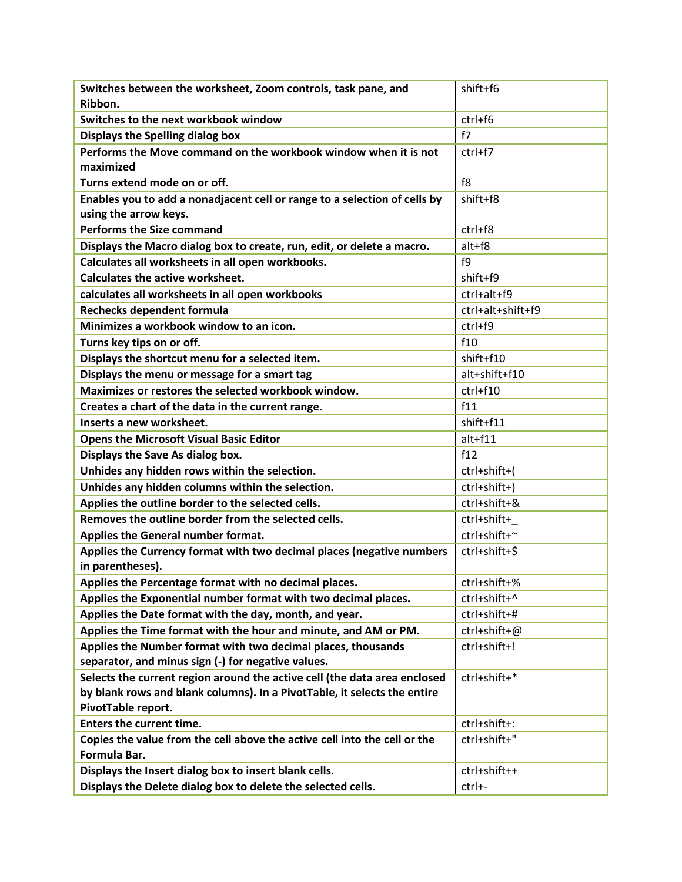| Switches between the worksheet, Zoom controls, task pane, and Ribbon. | shift+f6 |
|---|---|
| Switches to the next workbook window | ctrl+f6 |
| Displays the Spelling dialog box | f7 |
| Performs the Move command on the workbook window when it is not maximized | ctrl+f7 |
| Turns extend mode on or off. | f8 |
| Enables you to add a nonadjacent cell or range to a selection of cells by using the arrow keys. | shift+f8 |
| Performs the Size command | ctrl+f8 |
| Displays the Macro dialog box to create, run, edit, or delete a macro. | alt+f8 |
| Calculates all worksheets in all open workbooks. | f9 |
| Calculates the active worksheet. | shift+f9 |
| calculates all worksheets in all open workbooks | ctrl+alt+f9 |
| Rechecks dependent formula | ctrl+alt+shift+f9 |
| Minimizes a workbook window to an icon. | ctrl+f9 |
| Turns key tips on or off. | f10 |
| Displays the shortcut menu for a selected item. | shift+f10 |
| Displays the menu or message for a smart tag | alt+shift+f10 |
| Maximizes or restores the selected workbook window. | ctrl+f10 |
| Creates a chart of the data in the current range. | f11 |
| Inserts a new worksheet. | shift+f11 |
| Opens the Microsoft Visual Basic Editor | alt+f11 |
| Displays the Save As dialog box. | f12 |
| Unhides any hidden rows within the selection. | ctrl+shift+( |
| Unhides any hidden columns within the selection. | ctrl+shift+) |
| Applies the outline border to the selected cells. | ctrl+shift+& |
| Removes the outline border from the selected cells. | ctrl+shift+_ |
| Applies the General number format. | ctrl+shift+~ |
| Applies the Currency format with two decimal places (negative numbers in parentheses). | ctrl+shift+$ |
| Applies the Percentage format with no decimal places. | ctrl+shift+% |
| Applies the Exponential number format with two decimal places. | ctrl+shift+^ |
| Applies the Date format with the day, month, and year. | ctrl+shift+# |
| Applies the Time format with the hour and minute, and AM or PM. | ctrl+shift+@ |
| Applies the Number format with two decimal places, thousands separator, and minus sign (-) for negative values. | ctrl+shift+! |
| Selects the current region around the active cell (the data area enclosed by blank rows and blank columns). In a PivotTable, it selects the entire PivotTable report. | ctrl+shift+* |
| Enters the current time. | ctrl+shift+: |
| Copies the value from the cell above the active cell into the cell or the Formula Bar. | ctrl+shift+" |
| Displays the Insert dialog box to insert blank cells. | ctrl+shift++ |
| Displays the Delete dialog box to delete the selected cells. | ctrl+- |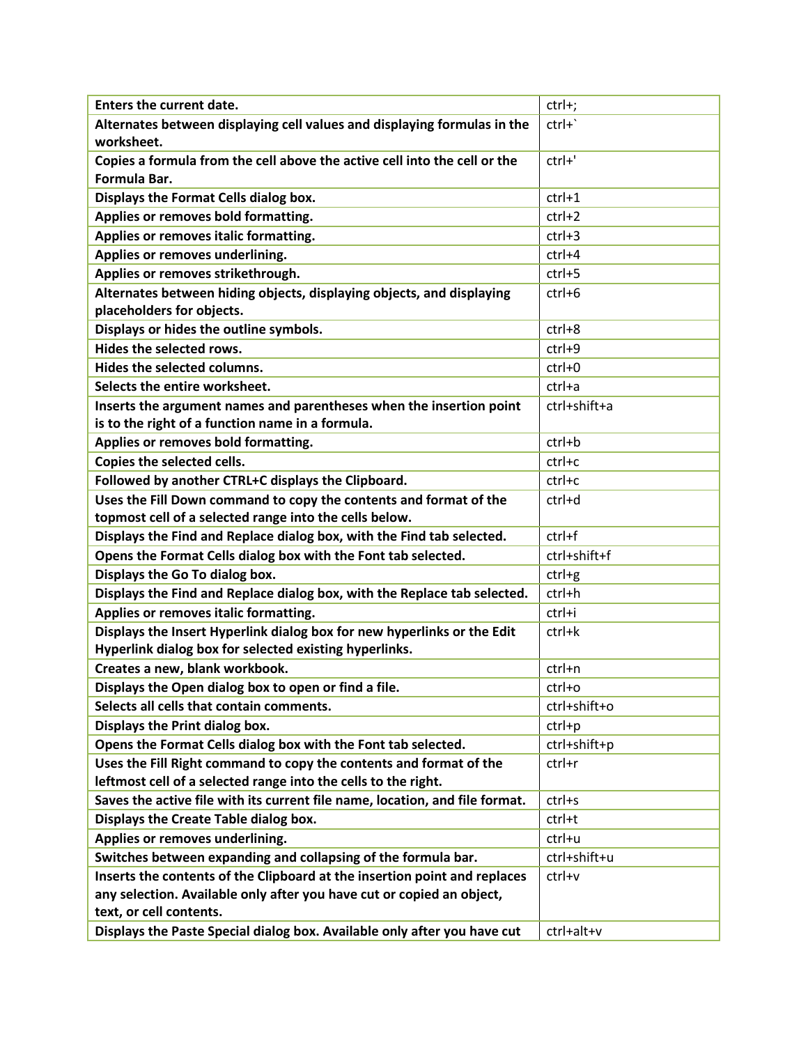| Enters the current date. | ctrl+; |
|---|---|
| Alternates between displaying cell values and displaying formulas in the worksheet. | ctrl+` |
| Copies a formula from the cell above the active cell into the cell or the Formula Bar. | ctrl+' |
| Displays the Format Cells dialog box. | ctrl+1 |
| Applies or removes bold formatting. | ctrl+2 |
| Applies or removes italic formatting. | ctrl+3 |
| Applies or removes underlining. | ctrl+4 |
| Applies or removes strikethrough. | ctrl+5 |
| Alternates between hiding objects, displaying objects, and displaying placeholders for objects. | ctrl+6 |
| Displays or hides the outline symbols. | ctrl+8 |
| Hides the selected rows. | ctrl+9 |
| Hides the selected columns. | ctrl+0 |
| Selects the entire worksheet. | ctrl+a |
| Inserts the argument names and parentheses when the insertion point is to the right of a function name in a formula. | ctrl+shift+a |
| Applies or removes bold formatting. | ctrl+b |
| Copies the selected cells. | ctrl+c |
| Followed by another CTRL+C displays the Clipboard. | ctrl+c |
| Uses the Fill Down command to copy the contents and format of the topmost cell of a selected range into the cells below. | ctrl+d |
| Displays the Find and Replace dialog box, with the Find tab selected. | ctrl+f |
| Opens the Format Cells dialog box with the Font tab selected. | ctrl+shift+f |
| Displays the Go To dialog box. | ctrl+g |
| Displays the Find and Replace dialog box, with the Replace tab selected. | ctrl+h |
| Applies or removes italic formatting. | ctrl+i |
| Displays the Insert Hyperlink dialog box for new hyperlinks or the Edit Hyperlink dialog box for selected existing hyperlinks. | ctrl+k |
| Creates a new, blank workbook. | ctrl+n |
| Displays the Open dialog box to open or find a file. | ctrl+o |
| Selects all cells that contain comments. | ctrl+shift+o |
| Displays the Print dialog box. | ctrl+p |
| Opens the Format Cells dialog box with the Font tab selected. | ctrl+shift+p |
| Uses the Fill Right command to copy the contents and format of the leftmost cell of a selected range into the cells to the right. | ctrl+r |
| Saves the active file with its current file name, location, and file format. | ctrl+s |
| Displays the Create Table dialog box. | ctrl+t |
| Applies or removes underlining. | ctrl+u |
| Switches between expanding and collapsing of the formula bar. | ctrl+shift+u |
| Inserts the contents of the Clipboard at the insertion point and replaces any selection. Available only after you have cut or copied an object, text, or cell contents. | ctrl+v |
| Displays the Paste Special dialog box. Available only after you have cut | ctrl+alt+v |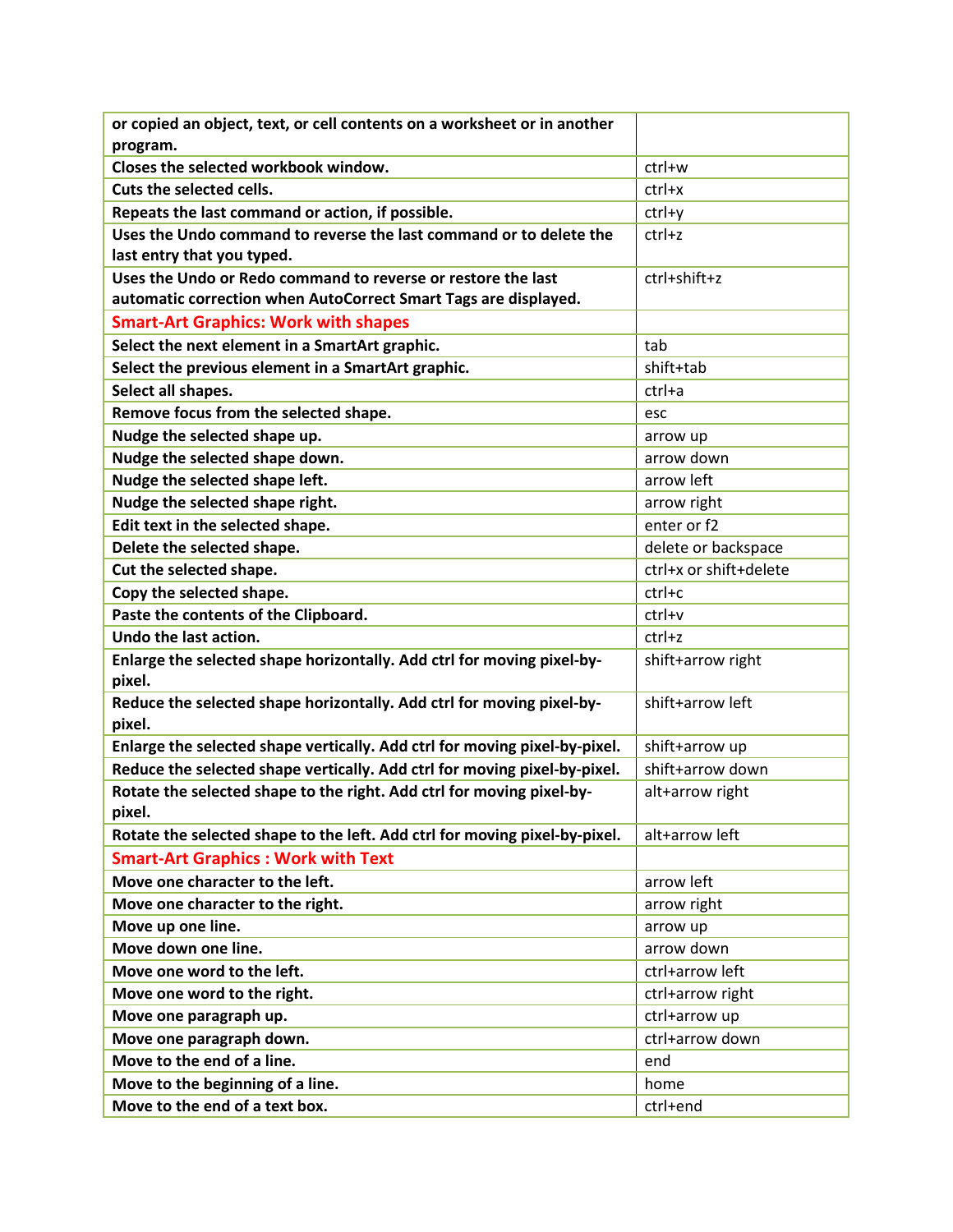| | |
|---|---|
| **or copied an object, text, or cell contents on a worksheet or in another program.** | |
| **Closes the selected workbook window.** | ctrl+w |
| **Cuts the selected cells.** | ctrl+x |
| **Repeats the last command or action, if possible.** | ctrl+y |
| **Uses the Undo command to reverse the last command or to delete the last entry that you typed.** | ctrl+z |
| **Uses the Undo or Redo command to reverse or restore the last automatic correction when AutoCorrect Smart Tags are displayed.** | ctrl+shift+z |
| **Smart-Art Graphics: Work with shapes** | |
| **Select the next element in a SmartArt graphic.** | tab |
| **Select the previous element in a SmartArt graphic.** | shift+tab |
| **Select all shapes.** | ctrl+a |
| **Remove focus from the selected shape.** | esc |
| **Nudge the selected shape up.** | arrow up |
| **Nudge the selected shape down.** | arrow down |
| **Nudge the selected shape left.** | arrow left |
| **Nudge the selected shape right.** | arrow right |
| **Edit text in the selected shape.** | enter or f2 |
| **Delete the selected shape.** | delete or backspace |
| **Cut the selected shape.** | ctrl+x or shift+delete |
| **Copy the selected shape.** | ctrl+c |
| **Paste the contents of the Clipboard.** | ctrl+v |
| **Undo the last action.** | ctrl+z |
| **Enlarge the selected shape horizontally. Add ctrl for moving pixel-by-pixel.** | shift+arrow right |
| **Reduce the selected shape horizontally. Add ctrl for moving pixel-by-pixel.** | shift+arrow left |
| **Enlarge the selected shape vertically. Add ctrl for moving pixel-by-pixel.** | shift+arrow up |
| **Reduce the selected shape vertically. Add ctrl for moving pixel-by-pixel.** | shift+arrow down |
| **Rotate the selected shape to the right. Add ctrl for moving pixel-by-pixel.** | alt+arrow right |
| **Rotate the selected shape to the left. Add ctrl for moving pixel-by-pixel.** | alt+arrow left |
| **Smart-Art Graphics : Work with Text** | |
| **Move one character to the left.** | arrow left |
| **Move one character to the right.** | arrow right |
| **Move up one line.** | arrow up |
| **Move down one line.** | arrow down |
| **Move one word to the left.** | ctrl+arrow left |
| **Move one word to the right.** | ctrl+arrow right |
| **Move one paragraph up.** | ctrl+arrow up |
| **Move one paragraph down.** | ctrl+arrow down |
| **Move to the end of a line.** | end |
| **Move to the beginning of a line.** | home |
| **Move to the end of a text box.** | ctrl+end |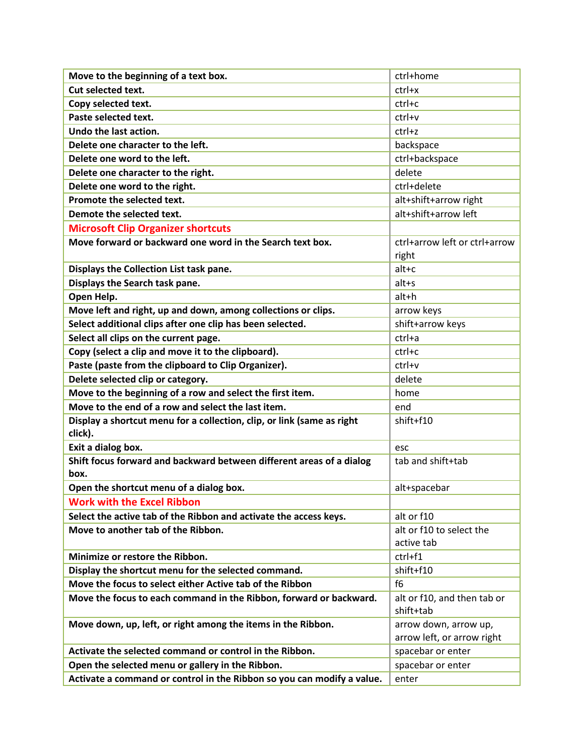| | |
|---|---|
| **Move to the beginning of a text box.** | ctrl+home |
| **Cut selected text.** | ctrl+x |
| **Copy selected text.** | ctrl+c |
| **Paste selected text.** | ctrl+v |
| **Undo the last action.** | ctrl+z |
| **Delete one character to the left.** | backspace |
| **Delete one word to the left.** | ctrl+backspace |
| **Delete one character to the right.** | delete |
| **Delete one word to the right.** | ctrl+delete |
| **Promote the selected text.** | alt+shift+arrow right |
| **Demote the selected text.** | alt+shift+arrow left |
| **Microsoft Clip Organizer shortcuts** | |
| **Move forward or backward one word in the Search text box.** | ctrl+arrow left or ctrl+arrow right |
| **Displays the Collection List task pane.** | alt+c |
| **Displays the Search task pane.** | alt+s |
| **Open Help.** | alt+h |
| **Move left and right, up and down, among collections or clips.** | arrow keys |
| **Select additional clips after one clip has been selected.** | shift+arrow keys |
| **Select all clips on the current page.** | ctrl+a |
| **Copy (select a clip and move it to the clipboard).** | ctrl+c |
| **Paste (paste from the clipboard to Clip Organizer).** | ctrl+v |
| **Delete selected clip or category.** | delete |
| **Move to the beginning of a row and select the first item.** | home |
| **Move to the end of a row and select the last item.** | end |
| **Display a shortcut menu for a collection, clip, or link (same as right click).** | shift+f10 |
| **Exit a dialog box.** | esc |
| **Shift focus forward and backward between different areas of a dialog box.** | tab and shift+tab |
| **Open the shortcut menu of a dialog box.** | alt+spacebar |
| **Work with the Excel Ribbon** | |
| **Select the active tab of the Ribbon and activate the access keys.** | alt or f10 |
| **Move to another tab of the Ribbon.** | alt or f10 to select the active tab |
| **Minimize or restore the Ribbon.** | ctrl+f1 |
| **Display the shortcut menu for the selected command.** | shift+f10 |
| **Move the focus to select either Active tab of the Ribbon** | f6 |
| **Move the focus to each command in the Ribbon, forward or backward.** | alt or f10, and then tab or shift+tab |
| **Move down, up, left, or right among the items in the Ribbon.** | arrow down, arrow up, arrow left, or arrow right |
| **Activate the selected command or control in the Ribbon.** | spacebar or enter |
| **Open the selected menu or gallery in the Ribbon.** | spacebar or enter |
| **Activate a command or control in the Ribbon so you can modify a value.** | enter |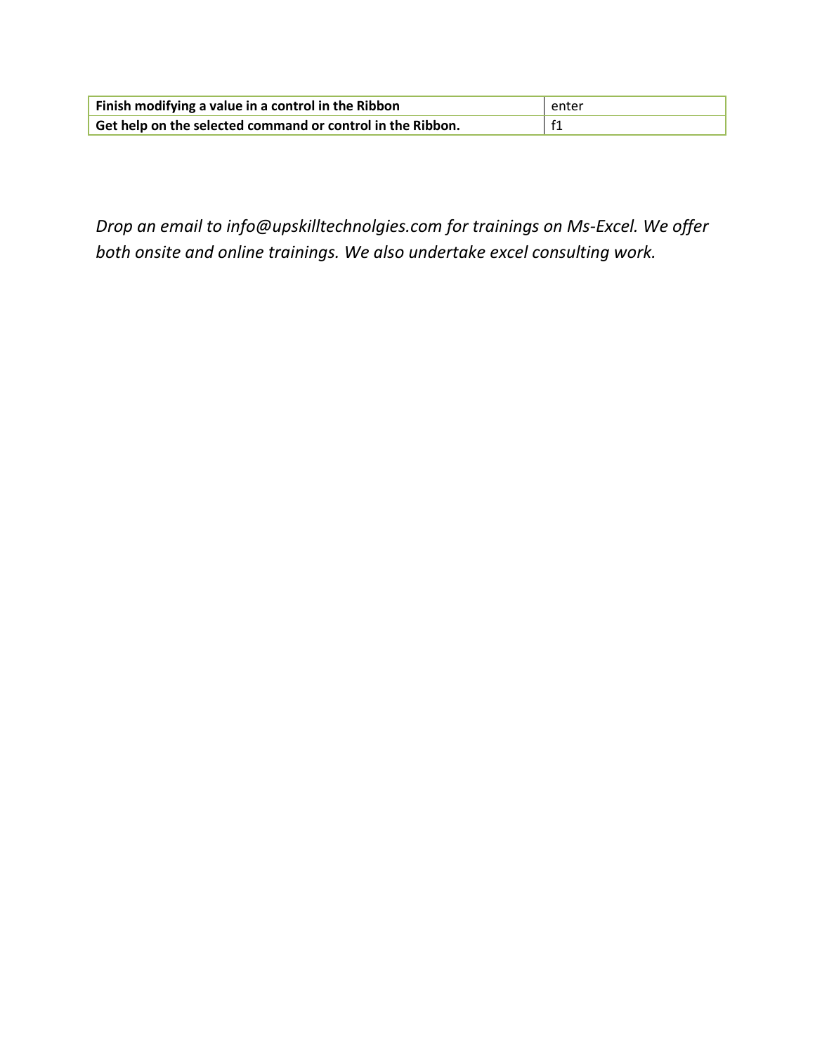| | |
|---|---|
| **Finish modifying a value in a control in the Ribbon** | enter |
| **Get help on the selected command or control in the Ribbon.** | f1 |

*Drop an email to info@upskilltechnolgies.com for trainings on Ms-Excel. We offer both onsite and online trainings. We also undertake excel consulting work.*